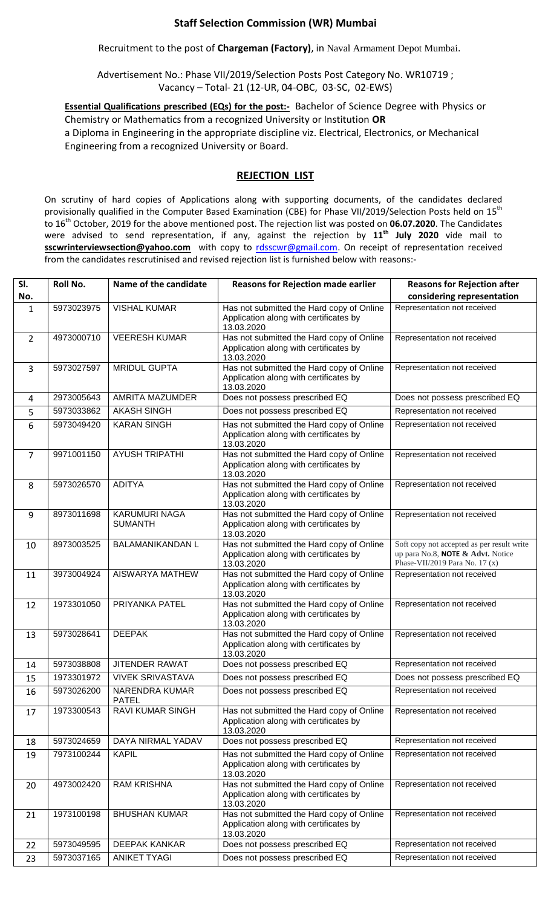# Staff Selection Commission (WR) Mumbai

Recruitment to the post of **Chargeman (Factory)**, in Naval Armament Depot Mumbai.

Advertisement No.: Phase VII/2019/Selection Posts Post Category No. WR10719 ; Vacancy – Total- 21 (12-UR, 04-OBC, 03-SC, 02-EWS)

**Essential Qualifications prescribed (EQs) for the post:-** Bachelor of Science Degree with Physics or Chemistry or Mathematics from a recognized University or Institution **OR** a Diploma in Engineering in the appropriate discipline viz. Electrical, Electronics, or Mechanical Engineering from a recognized University or Board.

## REJECTION LIST

On scrutiny of hard copies of Applications along with supporting documents, of the candidates declared provisionally qualified in the Computer Based Examination (CBE) for Phase VII/2019/Selection Posts held on 15th to 16th October, 2019 for the above mentioned post. The rejection list was posted on **06.07.2020**. The Candidates were advised to send representation, if any, against the rejection by **11th July 2020** vide mail to **sscwrinterviewsection@yahoo.com** with copy to rdsscwr@gmail.com. On receipt of representation received from the candidates rescrutinised and revised rejection list is furnished below with reasons:-

| Sl. No. | Roll No. | Name of the candidate | Reasons for Rejection made earlier | Reasons for Rejection after considering representation |
|---|---|---|---|---|
| 1 | 5973023975 | VISHAL KUMAR | Has not submitted the Hard copy of Online Application along with certificates by 13.03.2020 | Representation not received |
| 2 | 4973000710 | VEERESH KUMAR | Has not submitted the Hard copy of Online Application along with certificates by 13.03.2020 | Representation not received |
| 3 | 5973027597 | MRIDUL GUPTA | Has not submitted the Hard copy of Online Application along with certificates by 13.03.2020 | Representation not received |
| 4 | 2973005643 | AMRITA MAZUMDER | Does not possess prescribed EQ | Does not possess prescribed EQ |
| 5 | 5973033862 | AKASH SINGH | Does not possess prescribed EQ | Representation not received |
| 6 | 5973049420 | KARAN SINGH | Has not submitted the Hard copy of Online Application along with certificates by 13.03.2020 | Representation not received |
| 7 | 9971001150 | AYUSH TRIPATHI | Has not submitted the Hard copy of Online Application along with certificates by 13.03.2020 | Representation not received |
| 8 | 5973026570 | ADITYA | Has not submitted the Hard copy of Online Application along with certificates by 13.03.2020 | Representation not received |
| 9 | 8973011698 | KARUMURI NAGA SUMANTH | Has not submitted the Hard copy of Online Application along with certificates by 13.03.2020 | Representation not received |
| 10 | 8973003525 | BALAMANIKANDAN L | Has not submitted the Hard copy of Online Application along with certificates by 13.03.2020 | Soft copy not accepted as per result write up para No.8, **NOTE & Advt.** Notice Phase-VII/2019 Para No. 17 (x) |
| 11 | 3973004924 | AISWARYA MATHEW | Has not submitted the Hard copy of Online Application along with certificates by 13.03.2020 | Representation not received |
| 12 | 1973301050 | PRIYANKA PATEL | Has not submitted the Hard copy of Online Application along with certificates by 13.03.2020 | Representation not received |
| 13 | 5973028641 | DEEPAK | Has not submitted the Hard copy of Online Application along with certificates by 13.03.2020 | Representation not received |
| 14 | 5973038808 | JITENDER RAWAT | Does not possess prescribed EQ | Representation not received |
| 15 | 1973301972 | VIVEK SRIVASTAVA | Does not possess prescribed EQ | Does not possess prescribed EQ |
| 16 | 5973026200 | NARENDRA KUMAR PATEL | Does not possess prescribed EQ | Representation not received |
| 17 | 1973300543 | RAVI KUMAR SINGH | Has not submitted the Hard copy of Online Application along with certificates by 13.03.2020 | Representation not received |
| 18 | 5973024659 | DAYA NIRMAL YADAV | Does not possess prescribed EQ | Representation not received |
| 19 | 7973100244 | KAPIL | Has not submitted the Hard copy of Online Application along with certificates by 13.03.2020 | Representation not received |
| 20 | 4973002420 | RAM KRISHNA | Has not submitted the Hard copy of Online Application along with certificates by 13.03.2020 | Representation not received |
| 21 | 1973100198 | BHUSHAN KUMAR | Has not submitted the Hard copy of Online Application along with certificates by 13.03.2020 | Representation not received |
| 22 | 5973049595 | DEEPAK KANKAR | Does not possess prescribed EQ | Representation not received |
| 23 | 5973037165 | ANIKET TYAGI | Does not possess prescribed EQ | Representation not received |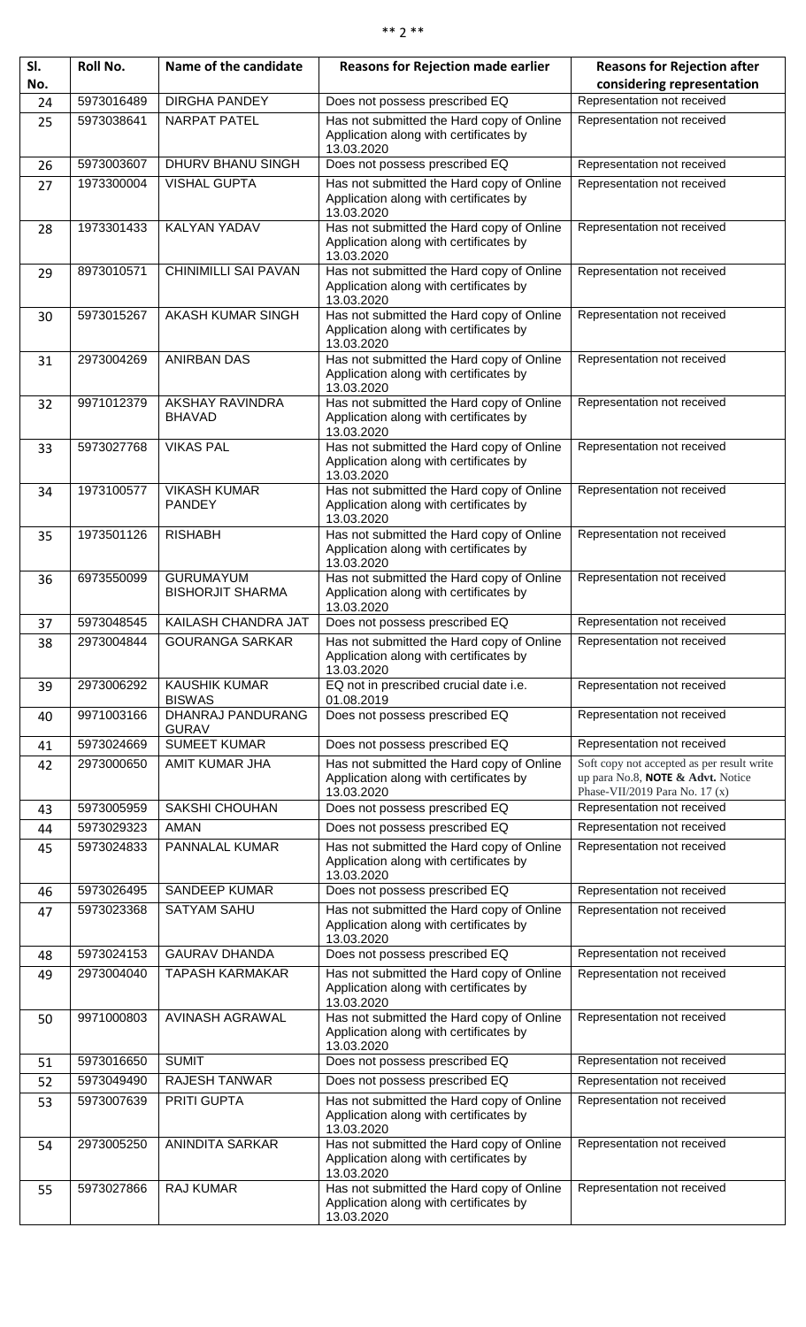| Sl. No. | Roll No. | Name of the candidate | Reasons for Rejection made earlier | Reasons for Rejection after considering representation |
|---|---|---|---|---|
| 24 | 5973016489 | DIRGHA PANDEY | Does not possess prescribed EQ | Representation not received |
| 25 | 5973038641 | NARPAT PATEL | Has not submitted the Hard copy of Online Application along with certificates by 13.03.2020 | Representation not received |
| 26 | 5973003607 | DHURV BHANU SINGH | Does not possess prescribed EQ | Representation not received |
| 27 | 1973300004 | VISHAL GUPTA | Has not submitted the Hard copy of Online Application along with certificates by 13.03.2020 | Representation not received |
| 28 | 1973301433 | KALYAN YADAV | Has not submitted the Hard copy of Online Application along with certificates by 13.03.2020 | Representation not received |
| 29 | 8973010571 | CHINIMILLI SAI PAVAN | Has not submitted the Hard copy of Online Application along with certificates by 13.03.2020 | Representation not received |
| 30 | 5973015267 | AKASH KUMAR SINGH | Has not submitted the Hard copy of Online Application along with certificates by 13.03.2020 | Representation not received |
| 31 | 2973004269 | ANIRBAN DAS | Has not submitted the Hard copy of Online Application along with certificates by 13.03.2020 | Representation not received |
| 32 | 9971012379 | AKSHAY RAVINDRA BHAVAD | Has not submitted the Hard copy of Online Application along with certificates by 13.03.2020 | Representation not received |
| 33 | 5973027768 | VIKAS PAL | Has not submitted the Hard copy of Online Application along with certificates by 13.03.2020 | Representation not received |
| 34 | 1973100577 | VIKASH KUMAR PANDEY | Has not submitted the Hard copy of Online Application along with certificates by 13.03.2020 | Representation not received |
| 35 | 1973501126 | RISHABH | Has not submitted the Hard copy of Online Application along with certificates by 13.03.2020 | Representation not received |
| 36 | 6973550099 | GURUMAYUM BISHORJIT SHARMA | Has not submitted the Hard copy of Online Application along with certificates by 13.03.2020 | Representation not received |
| 37 | 5973048545 | KAILASH CHANDRA JAT | Does not possess prescribed EQ | Representation not received |
| 38 | 2973004844 | GOURANGA SARKAR | Has not submitted the Hard copy of Online Application along with certificates by 13.03.2020 | Representation not received |
| 39 | 2973006292 | KAUSHIK KUMAR BISWAS | EQ not in prescribed crucial date i.e. 01.08.2019 | Representation not received |
| 40 | 9971003166 | DHANRAJ PANDURANG GURAV | Does not possess prescribed EQ | Representation not received |
| 41 | 5973024669 | SUMEET KUMAR | Does not possess prescribed EQ | Representation not received |
| 42 | 2973000650 | AMIT KUMAR JHA | Has not submitted the Hard copy of Online Application along with certificates by 13.03.2020 | Soft copy not accepted as per result write up para No.8, **NOTE & Advt.** Notice Phase-VII/2019 Para No. 17 (x) |
| 43 | 5973005959 | SAKSHI CHOUHAN | Does not possess prescribed EQ | Representation not received |
| 44 | 5973029323 | AMAN | Does not possess prescribed EQ | Representation not received |
| 45 | 5973024833 | PANNALAL KUMAR | Has not submitted the Hard copy of Online Application along with certificates by 13.03.2020 | Representation not received |
| 46 | 5973026495 | SANDEEP KUMAR | Does not possess prescribed EQ | Representation not received |
| 47 | 5973023368 | SATYAM SAHU | Has not submitted the Hard copy of Online Application along with certificates by 13.03.2020 | Representation not received |
| 48 | 5973024153 | GAURAV DHANDA | Does not possess prescribed EQ | Representation not received |
| 49 | 2973004040 | TAPASH KARMAKAR | Has not submitted the Hard copy of Online Application along with certificates by 13.03.2020 | Representation not received |
| 50 | 9971000803 | AVINASH AGRAWAL | Has not submitted the Hard copy of Online Application along with certificates by 13.03.2020 | Representation not received |
| 51 | 5973016650 | SUMIT | Does not possess prescribed EQ | Representation not received |
| 52 | 5973049490 | RAJESH TANWAR | Does not possess prescribed EQ | Representation not received |
| 53 | 5973007639 | PRITI GUPTA | Has not submitted the Hard copy of Online Application along with certificates by 13.03.2020 | Representation not received |
| 54 | 2973005250 | ANINDITA SARKAR | Has not submitted the Hard copy of Online Application along with certificates by 13.03.2020 | Representation not received |
| 55 | 5973027866 | RAJ KUMAR | Has not submitted the Hard copy of Online Application along with certificates by 13.03.2020 | Representation not received |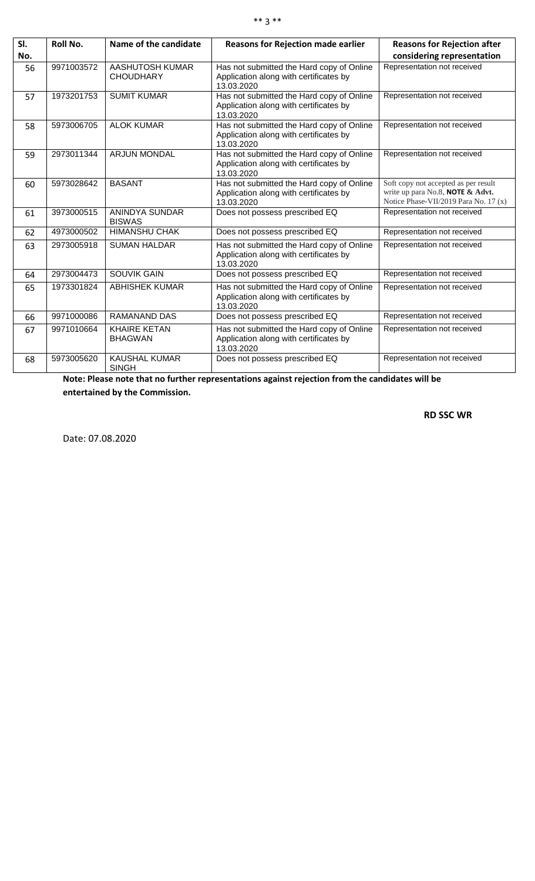| Sl. No. | Roll No. | Name of the candidate | Reasons for Rejection made earlier | Reasons for Rejection after considering representation |
|---|---|---|---|---|
| 56 | 9971003572 | AASHUTOSH KUMAR CHOUDHARY | Has not submitted the Hard copy of Online Application along with certificates by 13.03.2020 | Representation not received |
| 57 | 1973201753 | SUMIT KUMAR | Has not submitted the Hard copy of Online Application along with certificates by 13.03.2020 | Representation not received |
| 58 | 5973006705 | ALOK KUMAR | Has not submitted the Hard copy of Online Application along with certificates by 13.03.2020 | Representation not received |
| 59 | 2973011344 | ARJUN MONDAL | Has not submitted the Hard copy of Online Application along with certificates by 13.03.2020 | Representation not received |
| 60 | 5973028642 | BASANT | Has not submitted the Hard copy of Online Application along with certificates by 13.03.2020 | Soft copy not accepted as per result write up para No.8, **NOTE & Advt.** Notice Phase-VII/2019 Para No. 17 (x) |
| 61 | 3973000515 | ANINDYA SUNDAR BISWAS | Does not possess prescribed EQ | Representation not received |
| 62 | 4973000502 | HIMANSHU CHAK | Does not possess prescribed EQ | Representation not received |
| 63 | 2973005918 | SUMAN HALDAR | Has not submitted the Hard copy of Online Application along with certificates by 13.03.2020 | Representation not received |
| 64 | 2973004473 | SOUVIK GAIN | Does not possess prescribed EQ | Representation not received |
| 65 | 1973301824 | ABHISHEK KUMAR | Has not submitted the Hard copy of Online Application along with certificates by 13.03.2020 | Representation not received |
| 66 | 9971000086 | RAMANAND DAS | Does not possess prescribed EQ | Representation not received |
| 67 | 9971010664 | KHAIRE KETAN BHAGWAN | Has not submitted the Hard copy of Online Application along with certificates by 13.03.2020 | Representation not received |
| 68 | 5973005620 | KAUSHAL KUMAR SINGH | Does not possess prescribed EQ | Representation not received |

**Note: Please note that no further representations against rejection from the candidates will be entertained by the Commission.**

**RD SSC WR**

Date: 07.08.2020